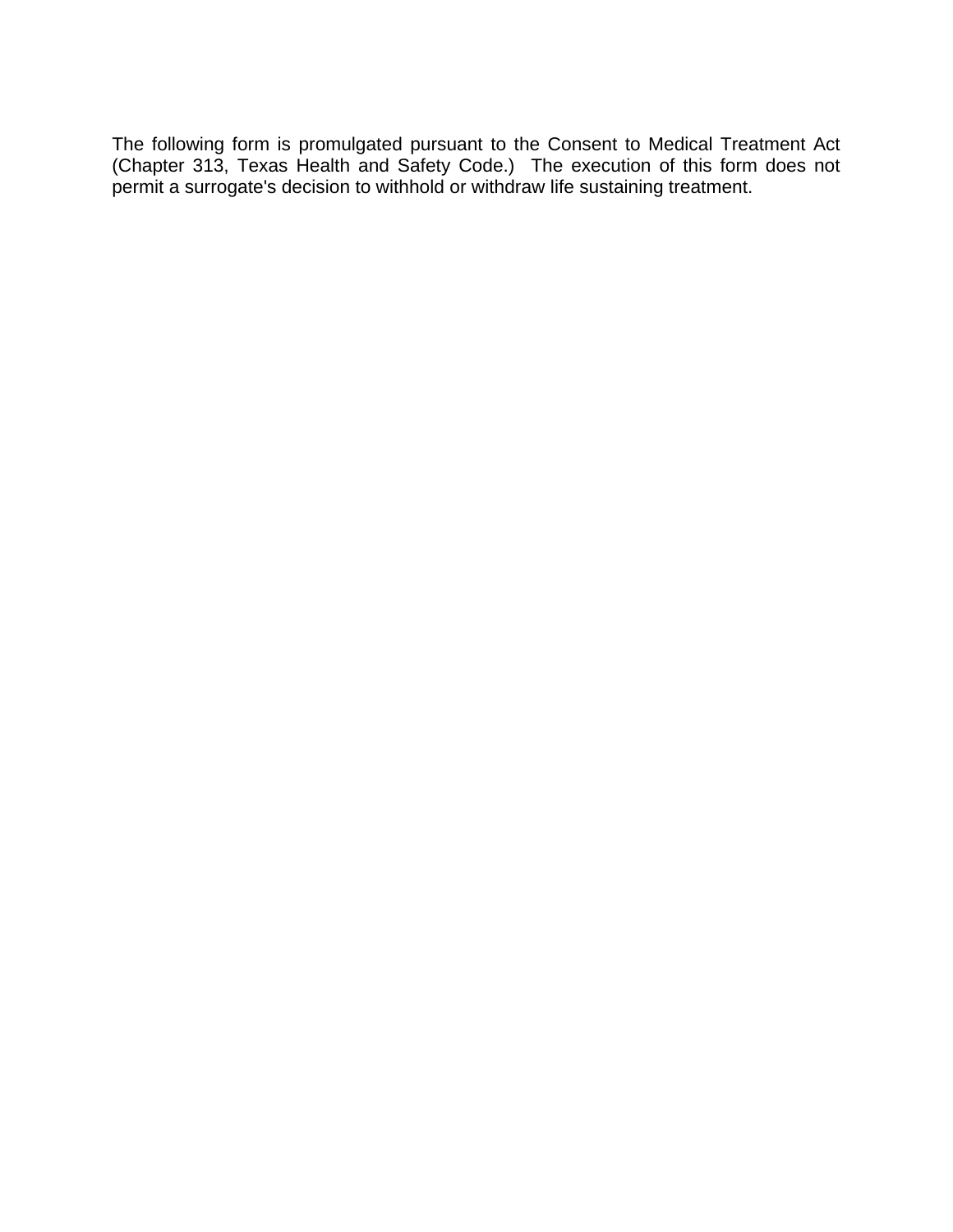The following form is promulgated pursuant to the Consent to Medical Treatment Act (Chapter 313, Texas Health and Safety Code.) The execution of this form does not permit a surrogate's decision to withhold or withdraw life sustaining treatment.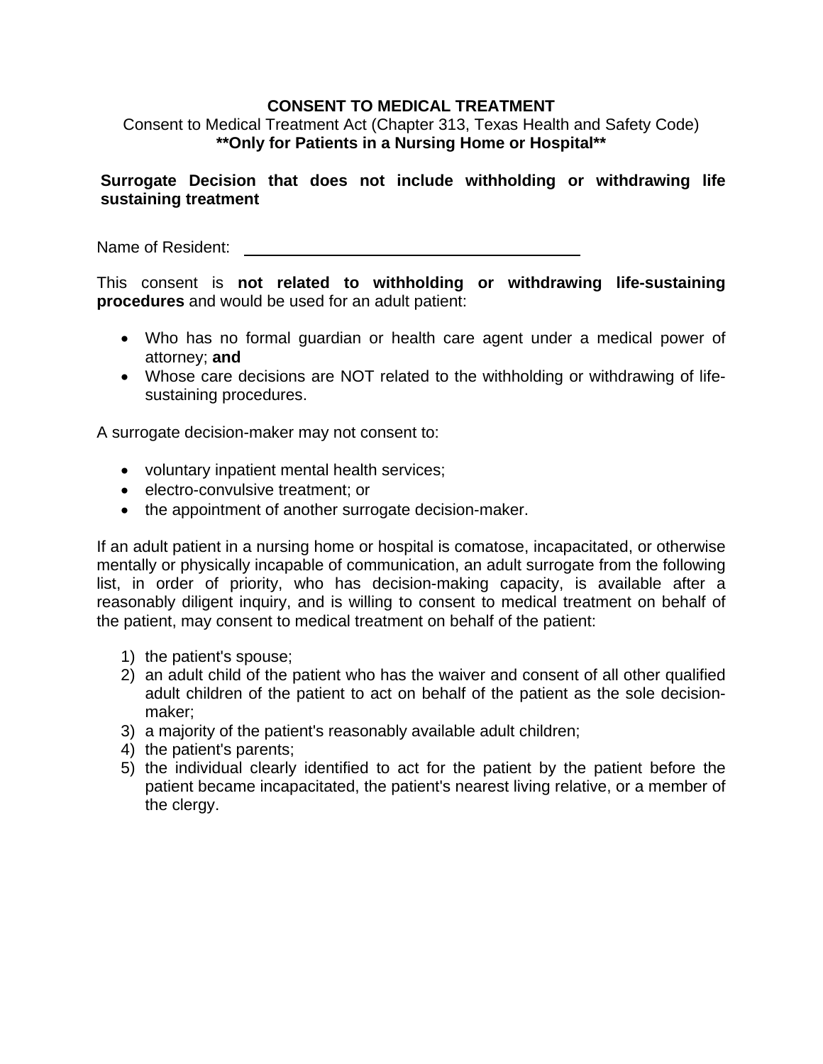# CONSENT TO MEDICAL TREATMENT

Consent to Medical Treatment Act (Chapter 313, Texas Health and Safety Code)

**\*\*Only for Patients in a Nursing Home or Hospital\*\***

**Surrogate Decision that does not include withholding or withdrawing life sustaining treatment**

Name of Resident: ______________________________

This consent is **not related to withholding or withdrawing life-sustaining procedures** and would be used for an adult patient:

- Who has no formal guardian or health care agent under a medical power of attorney; **and**
- Whose care decisions are NOT related to the withholding or withdrawing of life-sustaining procedures.

A surrogate decision-maker may not consent to:

- voluntary inpatient mental health services;
- electro-convulsive treatment; or
- the appointment of another surrogate decision-maker.

If an adult patient in a nursing home or hospital is comatose, incapacitated, or otherwise mentally or physically incapable of communication, an adult surrogate from the following list, in order of priority, who has decision-making capacity, is available after a reasonably diligent inquiry, and is willing to consent to medical treatment on behalf of the patient, may consent to medical treatment on behalf of the patient:

1) the patient's spouse;
2) an adult child of the patient who has the waiver and consent of all other qualified adult children of the patient to act on behalf of the patient as the sole decision-maker;
3) a majority of the patient's reasonably available adult children;
4) the patient's parents;
5) the individual clearly identified to act for the patient by the patient before the patient became incapacitated, the patient's nearest living relative, or a member of the clergy.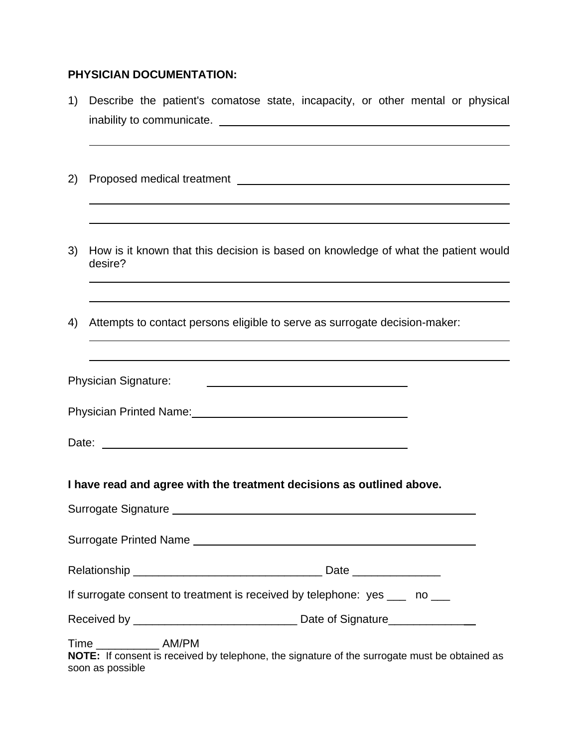**PHYSICIAN DOCUMENTATION:**

1) Describe the patient's comatose state, incapacity, or other mental or physical inability to communicate. ____________________________________________

____________________________________________________________________

2) Proposed medical treatment ____________________________________________

____________________________________________________________________

____________________________________________________________________

3) How is it known that this decision is based on knowledge of what the patient would desire?

____________________________________________________________________

____________________________________________________________________

4) Attempts to contact persons eligible to serve as surrogate decision-maker:

____________________________________________________________________

____________________________________________________________________

Physician Signature: ________________________________

Physician Printed Name: ________________________________

Date: ________________________________

**I have read and agree with the treatment decisions as outlined above.**

Surrogate Signature ____________________________________________

Surrogate Printed Name ____________________________________________

Relationship ______________________________ Date ______________

If surrogate consent to treatment is received by telephone: yes ___ no ___

Received by __________________________ Date of Signature______________

Time __________ AM/PM

**NOTE:** If consent is received by telephone, the signature of the surrogate must be obtained as soon as possible